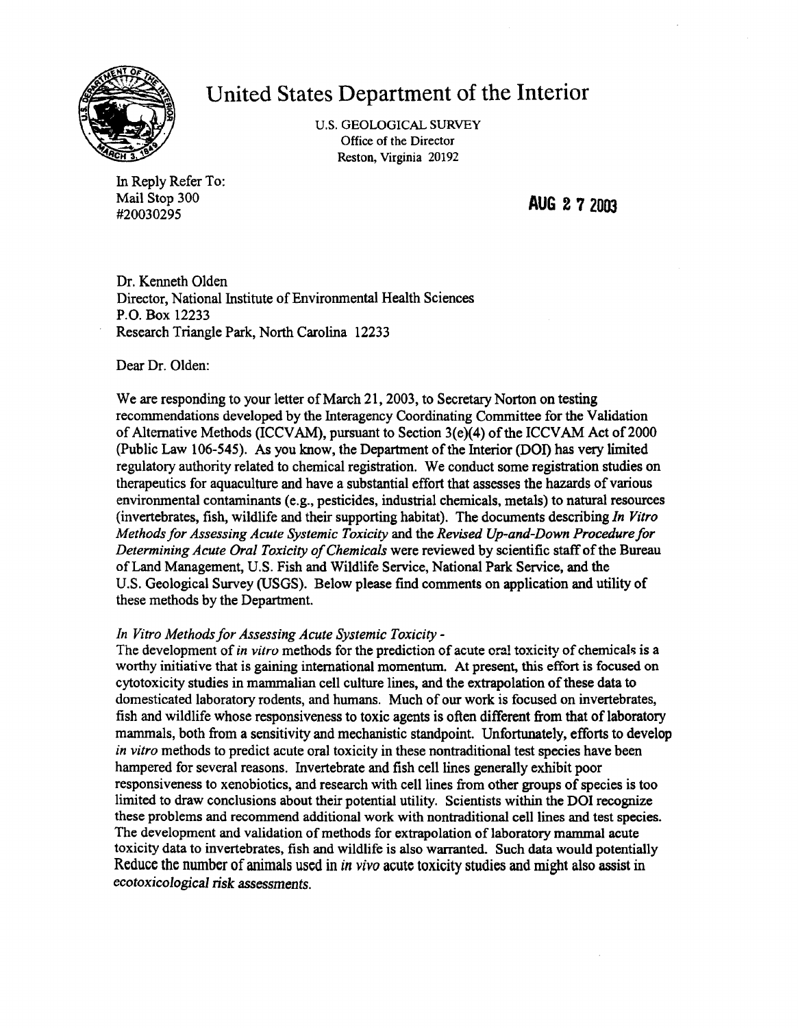# United States Department of the Interior

U.S. GEOLOGICAL SURVEY
Office of the Director
Reston, Virginia 20192

In Reply Refer To:
Mail Stop 300
#20030295

**AUG 2 7 2003**

Dr. Kenneth Olden
Director, National Institute of Environmental Health Sciences
P.O. Box 12233
Research Triangle Park, North Carolina 12233

Dear Dr. Olden:

We are responding to your letter of March 21, 2003, to Secretary Norton on testing recommendations developed by the Interagency Coordinating Committee for the Validation of Alternative Methods (ICCVAM), pursuant to Section 3(e)(4) of the ICCVAM Act of 2000 (Public Law 106-545). As you know, the Department of the Interior (DOI) has very limited regulatory authority related to chemical registration. We conduct some registration studies on therapeutics for aquaculture and have a substantial effort that assesses the hazards of various environmental contaminants (e.g., pesticides, industrial chemicals, metals) to natural resources (invertebrates, fish, wildlife and their supporting habitat). The documents describing *In Vitro Methods for Assessing Acute Systemic Toxicity* and the *Revised Up-and-Down Procedure for Determining Acute Oral Toxicity of Chemicals* were reviewed by scientific staff of the Bureau of Land Management, U.S. Fish and Wildlife Service, National Park Service, and the U.S. Geological Survey (USGS). Below please find comments on application and utility of these methods by the Department.

*In Vitro Methods for Assessing Acute Systemic Toxicity -*
The development of *in vitro* methods for the prediction of acute oral toxicity of chemicals is a worthy initiative that is gaining international momentum. At present, this effort is focused on cytotoxicity studies in mammalian cell culture lines, and the extrapolation of these data to domesticated laboratory rodents, and humans. Much of our work is focused on invertebrates, fish and wildlife whose responsiveness to toxic agents is often different from that of laboratory mammals, both from a sensitivity and mechanistic standpoint. Unfortunately, efforts to develop *in vitro* methods to predict acute oral toxicity in these nontraditional test species have been hampered for several reasons. Invertebrate and fish cell lines generally exhibit poor responsiveness to xenobiotics, and research with cell lines from other groups of species is too limited to draw conclusions about their potential utility. Scientists within the DOI recognize these problems and recommend additional work with nontraditional cell lines and test species. The development and validation of methods for extrapolation of laboratory mammal acute toxicity data to invertebrates, fish and wildlife is also warranted. Such data would potentially Reduce the number of animals used in *in vivo* acute toxicity studies and might also assist in ecotoxicological risk assessments.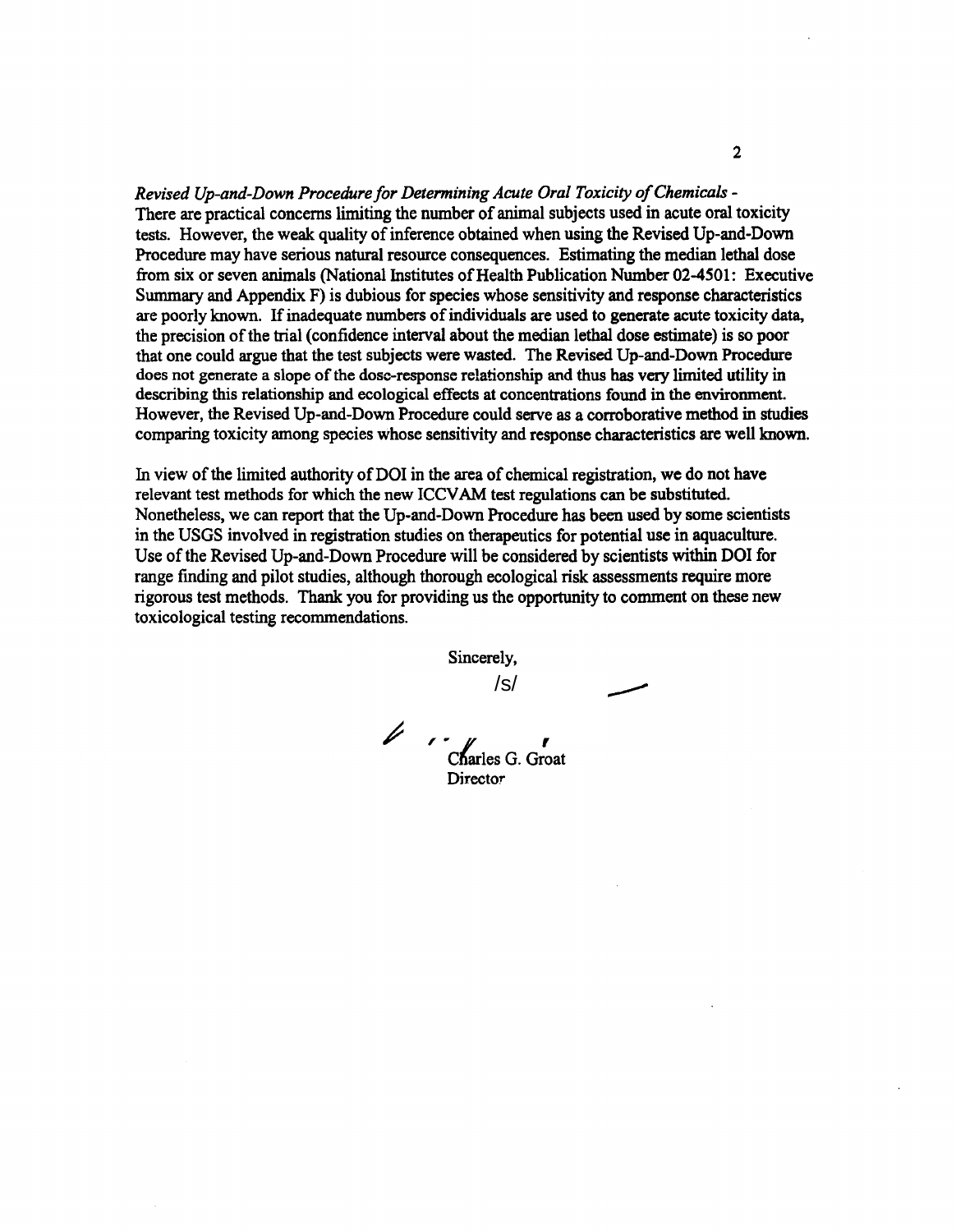*Revised Up-and-Down Procedure for Determining Acute Oral Toxicity of Chemicals* -
There are practical concerns limiting the number of animal subjects used in acute oral toxicity tests. However, the weak quality of inference obtained when using the Revised Up-and-Down Procedure may have serious natural resource consequences. Estimating the median lethal dose from six or seven animals (National Institutes of Health Publication Number 02-4501: Executive Summary and Appendix F) is dubious for species whose sensitivity and response characteristics are poorly known. If inadequate numbers of individuals are used to generate acute toxicity data, the precision of the trial (confidence interval about the median lethal dose estimate) is so poor that one could argue that the test subjects were wasted. The Revised Up-and-Down Procedure does not generate a slope of the dose-response relationship and thus has very limited utility in describing this relationship and ecological effects at concentrations found in the environment. However, the Revised Up-and-Down Procedure could serve as a corroborative method in studies comparing toxicity among species whose sensitivity and response characteristics are well known.

In view of the limited authority of DOI in the area of chemical registration, we do not have relevant test methods for which the new ICCVAM test regulations can be substituted. Nonetheless, we can report that the Up-and-Down Procedure has been used by some scientists in the USGS involved in registration studies on therapeutics for potential use in aquaculture. Use of the Revised Up-and-Down Procedure will be considered by scientists within DOI for range finding and pilot studies, although thorough ecological risk assessments require more rigorous test methods. Thank you for providing us the opportunity to comment on these new toxicological testing recommendations.

Sincerely,

/s/

Charles G. Groat
Director